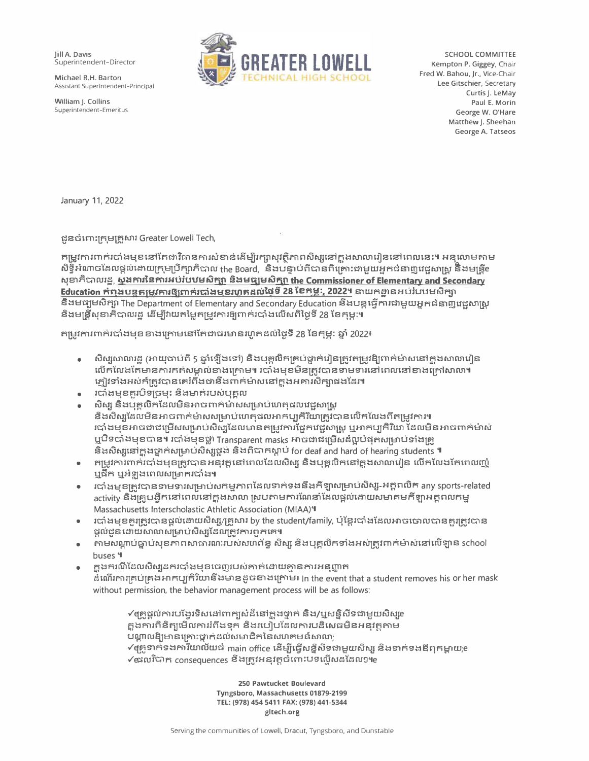Jill A. Davis
Superintendent-Director

Michael R.H. Barton
Assistant Superintendent-Principal

William J. Collins
Superintendent-Emeritus

**GREATER LOWELL**
TECHNICAL HIGH SCHOOL

SCHOOL COMMITTEE
Kempton P. Giggey, Chair
Fred W. Bahou, Jr., Vice-Chair
Lee Gitschier, Secretary
Curtis J. LeMay
Paul E. Morin
George W. O'Hare
Matthew J. Sheehan
George A. Tatseos

January 11, 2022

ជូនចំពោះក្រុមគ្រួសារ Greater Lowell Tech,

តម្រូវការពាក់របាំងមុខនៅតែជាវិធានការសំខាន់ដើម្បីរក្សាសុវត្ថិភាពសិស្សនៅក្នុងសាលារៀននៅពេលនេះ។ អនុលោមតាមសិទ្ធិអំណាចដែលផ្តល់ដោយក្រុមប្រឹក្សាភិបាល the Board, និងបន្ទាប់ពីបានពិគ្រោះជាមួយអ្នកជំនាញវេជ្ជសាស្ត្រ និងមន្ត្រីសុខាភិបាលរដ្ឋ, **<u>ស្នងការនៃការអប់រំបឋមសិក្សា និងមធ្យមសិក្សា the Commissioner of Elementary and Secondary Education កំពុងបន្តតម្រូវការឲ្យពាក់របាំងមុខរហូតដល់ថ្ងៃទី 28 ខែកុម្ភៈ, 2022។</u>** នាយកដ្ឋានអប់រំបឋមសិក្សា និងមធ្យមសិក្សា The Department of Elementary and Secondary Education នឹងបន្តធ្វើការជាមួយអ្នកជំនាញវេជ្ជសាស្ត្រ និងមន្ត្រីសុខាភិបាលរដ្ឋ ដើម្បីវាយតម្លៃតម្រូវការឲ្យពាក់របាំងលើសពីថ្ងៃទី 28 ខែកុម្ភៈ។

តម្រូវការពាក់របាំងមុខខាងក្រោមនៅតែជាធរមានរហូតដល់ថ្ងៃទី 28 ខែកុម្ភៈ ឆ្នាំ 2022៖

- សិស្សសាលារដ្ឋ (អាយុចាប់ពី 5 ឆ្នាំឡើងទៅ) និងបុគ្គលិកគ្រប់ថ្នាក់រៀនត្រូវតម្រូវឱ្យពាក់ម៉ាសនៅក្នុងសាលារៀន លើកលែងតែមានការកត់សម្គាល់ខាងក្រោម។ របាំងមុខមិនត្រូវបានទាមទារនៅពេលនៅខាងក្រៅសាលា។ ភ្ញៀវទាំងអស់ក៏ត្រូវបានគេរំពឹងថានឹងពាក់ម៉ាសនៅក្នុងអគារសិក្សាផងដែរ។
- របាំងមុខគួរបិទច្រមុះ និងមាត់របស់បុគ្គល
- សិស្ស និងបុគ្គលិកដែលមិនអាចពាក់ម៉ាសសម្រាប់ហេតុផលវេជ្ជសាស្ត្រ និងសិស្សដែលមិនអាចពាក់ម៉ាសសម្រាប់ហេតុផលអាកប្បកិរិយាត្រូវបានលើកលែងពីតម្រូវការ។ របាំងមុខអាចជាជម្រើសសម្រាប់សិស្សដែលមានតម្រូវការផ្នែកវេជ្ជសាស្ត្រ ឬអាកប្បកិរិយា ដែលមិនអាចពាក់ម៉ាស ឬបិទបាំងមុខបាន។ របាំងមុខថ្លា Transparent masks អាចជាជម្រើសដ៏ល្អបំផុតសម្រាប់ទាំងគ្រូ និងសិស្សនៅក្នុងថ្នាក់សម្រាប់សិស្សថ្លង់ និងពិបាកស្តាប់ for deaf and hard of hearing students ។
- តម្រូវការពាក់របាំងមុខត្រូវបានអនុវត្តនៅពេលដែលសិស្ស និងបុគ្គលិកនៅក្នុងសាលារៀន លើកលែងតែពេលញ៉ាំ ឬផឹក ឬអំឡុងពេលសម្រាករបាំង។
- របាំងមុខត្រូវបានទាមទារសម្រាប់សកម្មភាពដែលទាក់ទងនឹងកីឡាសម្រាប់សិស្ស-អត្តពលិក any sports-related activity និងគ្រូបង្វឹកនៅពេលនៅក្នុងសាលា ស្របតាមការណែនាំដែលផ្តល់ដោយសមាគមកីឡាអត្តពលកម្ម Massachusetts Interscholastic Athletic Association (MIAA)។
- របាំងមុខគួរត្រូវបានផ្តល់ដោយសិស្ស/គ្រួសារ by the student/family, ប៉ុន្តែរបាំងដែលអាចចោលបានគួរត្រូវបានផ្តល់ជូនដោយសាលាសម្រាប់សិស្សដែលត្រូវការពួកគេ។
- តាមសណ្តាប់ធ្នាប់សុខភាពសាធារណៈរបស់សហព័ន្ធ សិស្ស និងបុគ្គលិកទាំងអស់ត្រូវពាក់ម៉ាស់នៅលើឡាន school buses ។
- ក្នុងករណីដែលសិស្សដករបាំងមុខចេញរបស់គាត់ដោយគ្មានការអនុញ្ញាត ដំណើរការគ្រប់គ្រងអាកប្បកិរិយានឹងមានដូចខាងក្រោម៖ In the event that a student removes his or her mask without permission, the behavior management process will be as follows:

  ✓គ្រូផ្តល់ការបង្វែរទិសដៅពាក្យសំដីនៅក្នុងថ្នាក់ និង/ឬសន្និសីទជាមួយសិស្ស ក្នុងការពិនិត្យមើលការរំពឹងទុក និងរបៀបដែលការបដិសេធមិនអនុវត្តតាម បណ្តាលឱ្យមានគ្រោះថ្នាក់ដល់សមាជិកនៃសហគមន៍សាលា;
  ✓គ្រូទាក់ទងការិយាល័យធំ main office ដើម្បីធ្វើសន្និសីទជាមួយសិស្ស និងទាក់ទងឪពុកម្តាយ;
  ✓ផលវិបាក consequences នឹងត្រូវអនុវត្តចំពោះបទល្មើសដដែលៗ។

**250 Pawtucket Boulevard**
**Tyngsboro, Massachusetts 01879-2199**
**TEL: (978) 454 5411 FAX: (978) 441-5344**
**gltech.org**

Serving the communities of Lowell, Dracut, Tyngsboro, and Dunstable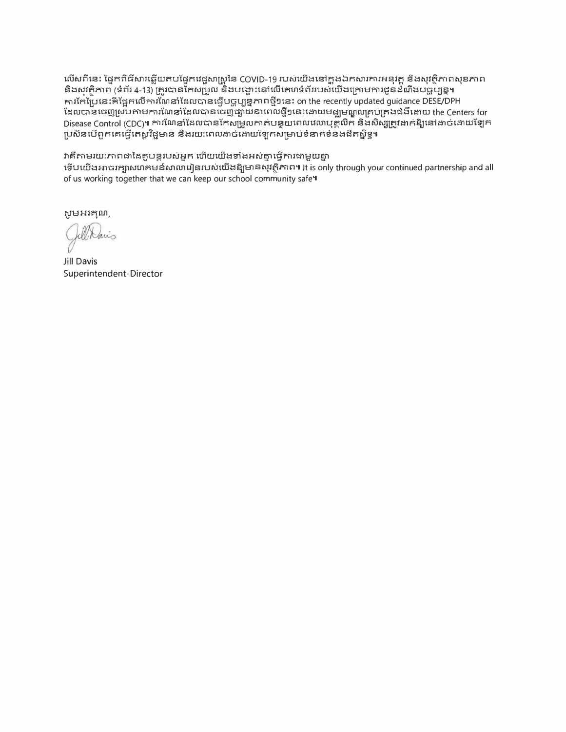លើសពីនេះ ផ្នែកពិធីសារឆ្លើយតបផ្នែកវេជ្ជសាស្រ្តនៃ COVID-19 របស់យើងនៅក្នុងឯកសារការអនុវត្ត និងសុវត្ថិភាពសុខភាព និងសុវត្ថិភាព (ទំព័រ 4-13) ត្រូវបានកែសម្រួល និងបង្ហោះនៅលើគេហទំព័ររបស់យើងក្រោមការជូនដំណឹងបច្ចុប្បន្ន។ ការកែប្រែនេះគឺផ្អែកលើការណែនាំដែលបានធ្វើបច្ចុប្បន្នភាពថ្មីៗនេះ on the recently updated guidance DESE/DPH ដែលបានចេញស្របតាមការណែនាំដែលបានចេញផ្សាយនាពេលថ្មីៗនេះដោយមជ្ឈមណ្ឌលគ្រប់គ្រងជំងឺដោយ the Centers for Disease Control (CDC)។ ការណែនាំដែលបានកែសម្រួលកាត់បន្ថយពេលវេលាបុគ្គលិក និងសិស្សត្រូវដាក់ឱ្យនៅដាច់ដោយឡែក ប្រសិនបើពួកគេធ្វើតេស្តវិជ្ជមាន និងរយៈពេលដាច់ដោយឡែកសម្រាប់ទំនាក់ទំនងជិតស្និទ្ធ។

វាគឺតាមរយៈភាពជាដៃគូបន្តរបស់អ្នក ហើយយើងទាំងអស់គ្នាធ្វើការជាមួយគ្នា ទើបយើងអាចរក្សាសហគមន៍សាលារៀនរបស់យើងឱ្យមានសុវត្ថិភាព។ It is only through your continued partnership and all of us working together that we can keep our school community safe។

សូមអរគុណ,

Jill Davis
Superintendent-Director